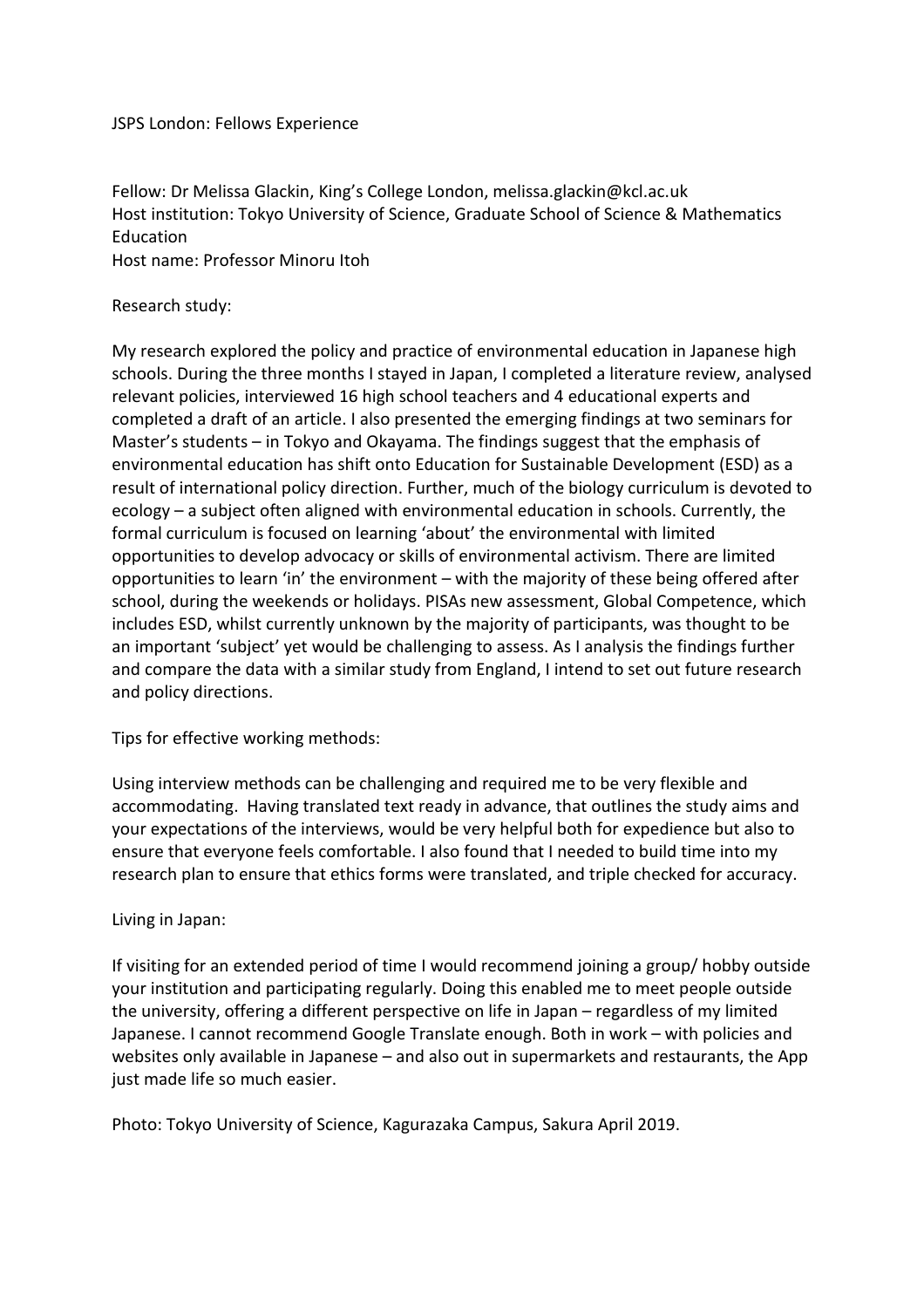JSPS London: Fellows Experience

Fellow: Dr Melissa Glackin, King's College London, melissa.glackin@kcl.ac.uk
Host institution: Tokyo University of Science, Graduate School of Science & Mathematics Education
Host name: Professor Minoru Itoh

Research study:

My research explored the policy and practice of environmental education in Japanese high schools. During the three months I stayed in Japan, I completed a literature review, analysed relevant policies, interviewed 16 high school teachers and 4 educational experts and completed a draft of an article. I also presented the emerging findings at two seminars for Master's students – in Tokyo and Okayama. The findings suggest that the emphasis of environmental education has shift onto Education for Sustainable Development (ESD) as a result of international policy direction. Further, much of the biology curriculum is devoted to ecology – a subject often aligned with environmental education in schools. Currently, the formal curriculum is focused on learning 'about' the environmental with limited opportunities to develop advocacy or skills of environmental activism. There are limited opportunities to learn 'in' the environment – with the majority of these being offered after school, during the weekends or holidays. PISAs new assessment, Global Competence, which includes ESD, whilst currently unknown by the majority of participants, was thought to be an important 'subject' yet would be challenging to assess. As I analysis the findings further and compare the data with a similar study from England, I intend to set out future research and policy directions.

Tips for effective working methods:

Using interview methods can be challenging and required me to be very flexible and accommodating. Having translated text ready in advance, that outlines the study aims and your expectations of the interviews, would be very helpful both for expedience but also to ensure that everyone feels comfortable. I also found that I needed to build time into my research plan to ensure that ethics forms were translated, and triple checked for accuracy.

Living in Japan:

If visiting for an extended period of time I would recommend joining a group/ hobby outside your institution and participating regularly. Doing this enabled me to meet people outside the university, offering a different perspective on life in Japan – regardless of my limited Japanese. I cannot recommend Google Translate enough. Both in work – with policies and websites only available in Japanese – and also out in supermarkets and restaurants, the App just made life so much easier.

Photo: Tokyo University of Science, Kagurazaka Campus, Sakura April 2019.